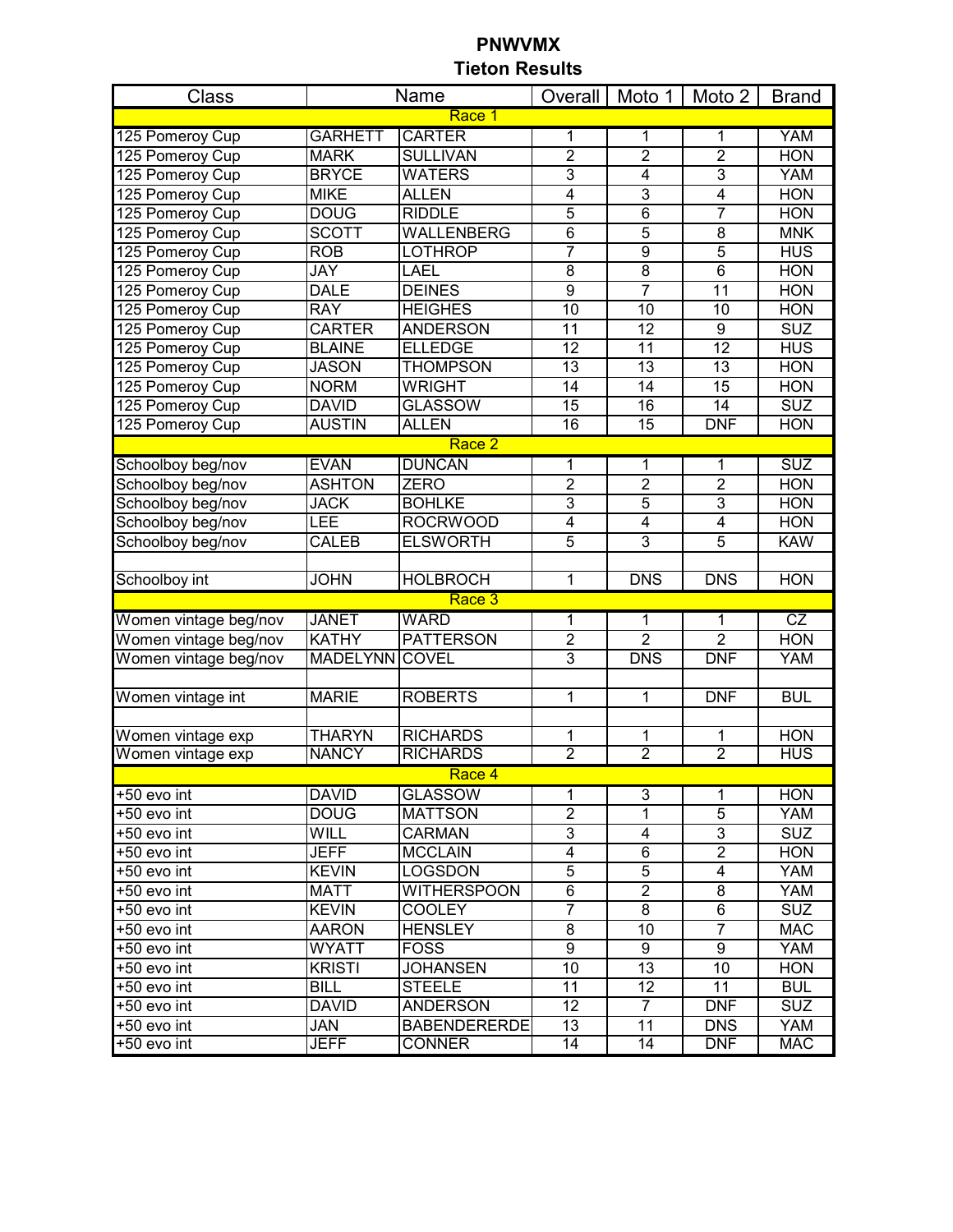# PNWVMX
## Tieton Results

| Class | Name | | Overall | Moto 1 | Moto 2 | Brand |
|---|---|---|---|---|---|---|
| | | Race 1 | | | | |
| 125 Pomeroy Cup | GARHETT | CARTER | 1 | 1 | 1 | YAM |
| 125 Pomeroy Cup | MARK | SULLIVAN | 2 | 2 | 2 | HON |
| 125 Pomeroy Cup | BRYCE | WATERS | 3 | 4 | 3 | YAM |
| 125 Pomeroy Cup | MIKE | ALLEN | 4 | 3 | 4 | HON |
| 125 Pomeroy Cup | DOUG | RIDDLE | 5 | 6 | 7 | HON |
| 125 Pomeroy Cup | SCOTT | WALLENBERG | 6 | 5 | 8 | MNK |
| 125 Pomeroy Cup | ROB | LOTHROP | 7 | 9 | 5 | HUS |
| 125 Pomeroy Cup | JAY | LAEL | 8 | 8 | 6 | HON |
| 125 Pomeroy Cup | DALE | DEINES | 9 | 7 | 11 | HON |
| 125 Pomeroy Cup | RAY | HEIGHES | 10 | 10 | 10 | HON |
| 125 Pomeroy Cup | CARTER | ANDERSON | 11 | 12 | 9 | SUZ |
| 125 Pomeroy Cup | BLAINE | ELLEDGE | 12 | 11 | 12 | HUS |
| 125 Pomeroy Cup | JASON | THOMPSON | 13 | 13 | 13 | HON |
| 125 Pomeroy Cup | NORM | WRIGHT | 14 | 14 | 15 | HON |
| 125 Pomeroy Cup | DAVID | GLASSOW | 15 | 16 | 14 | SUZ |
| 125 Pomeroy Cup | AUSTIN | ALLEN | 16 | 15 | DNF | HON |
| | | Race 2 | | | | |
| Schoolboy beg/nov | EVAN | DUNCAN | 1 | 1 | 1 | SUZ |
| Schoolboy beg/nov | ASHTON | ZERO | 2 | 2 | 2 | HON |
| Schoolboy beg/nov | JACK | BOHLKE | 3 | 5 | 3 | HON |
| Schoolboy beg/nov | LEE | ROCRWOOD | 4 | 4 | 4 | HON |
| Schoolboy beg/nov | CALEB | ELSWORTH | 5 | 3 | 5 | KAW |
| | | | | | | |
| Schoolboy int | JOHN | HOLBROCH | 1 | DNS | DNS | HON |
| | | Race 3 | | | | |
| Women vintage beg/nov | JANET | WARD | 1 | 1 | 1 | CZ |
| Women vintage beg/nov | KATHY | PATTERSON | 2 | 2 | 2 | HON |
| Women vintage beg/nov | MADELYNN | COVEL | 3 | DNS | DNF | YAM |
| | | | | | | |
| Women vintage int | MARIE | ROBERTS | 1 | 1 | DNF | BUL |
| | | | | | | |
| Women vintage exp | THARYN | RICHARDS | 1 | 1 | 1 | HON |
| Women vintage exp | NANCY | RICHARDS | 2 | 2 | 2 | HUS |
| | | Race 4 | | | | |
| +50 evo int | DAVID | GLASSOW | 1 | 3 | 1 | HON |
| +50 evo int | DOUG | MATTSON | 2 | 1 | 5 | YAM |
| +50 evo int | WILL | CARMAN | 3 | 4 | 3 | SUZ |
| +50 evo int | JEFF | MCCLAIN | 4 | 6 | 2 | HON |
| +50 evo int | KEVIN | LOGSDON | 5 | 5 | 4 | YAM |
| +50 evo int | MATT | WITHERSPOON | 6 | 2 | 8 | YAM |
| +50 evo int | KEVIN | COOLEY | 7 | 8 | 6 | SUZ |
| +50 evo int | AARON | HENSLEY | 8 | 10 | 7 | MAC |
| +50 evo int | WYATT | FOSS | 9 | 9 | 9 | YAM |
| +50 evo int | KRISTI | JOHANSEN | 10 | 13 | 10 | HON |
| +50 evo int | BILL | STEELE | 11 | 12 | 11 | BUL |
| +50 evo int | DAVID | ANDERSON | 12 | 7 | DNF | SUZ |
| +50 evo int | JAN | BABENDERERDE | 13 | 11 | DNS | YAM |
| +50 evo int | JEFF | CONNER | 14 | 14 | DNF | MAC |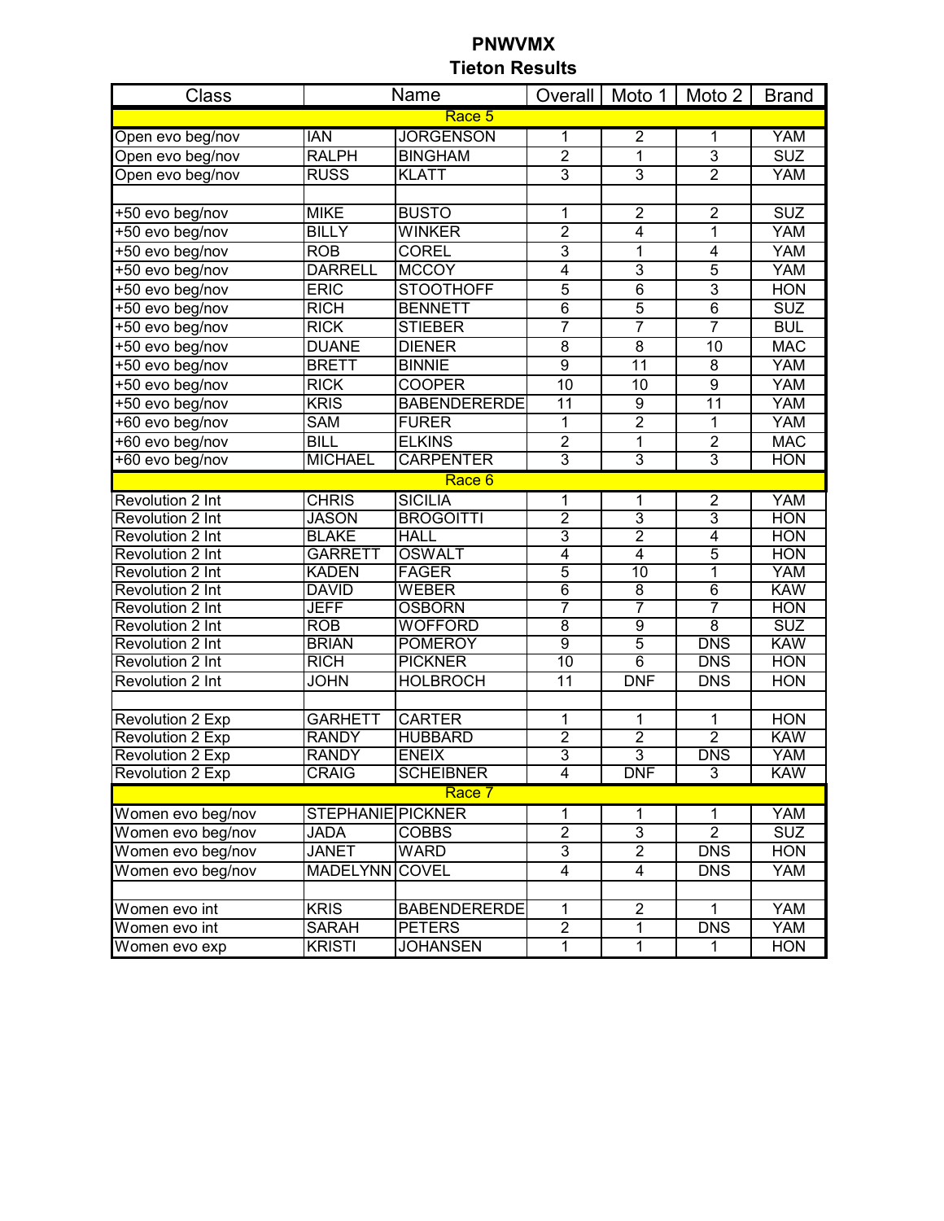# PNWVMX

## Tieton Results

| Class | Name | | Overall | Moto 1 | Moto 2 | Brand |
|---|---|---|---|---|---|---|
| | | Race 5 | | | | |
| Open evo beg/nov | IAN | JORGENSON | 1 | 2 | 1 | YAM |
| Open evo beg/nov | RALPH | BINGHAM | 2 | 1 | 3 | SUZ |
| Open evo beg/nov | RUSS | KLATT | 3 | 3 | 2 | YAM |
| | | | | | | |
| +50 evo beg/nov | MIKE | BUSTO | 1 | 2 | 2 | SUZ |
| +50 evo beg/nov | BILLY | WINKER | 2 | 4 | 1 | YAM |
| +50 evo beg/nov | ROB | COREL | 3 | 1 | 4 | YAM |
| +50 evo beg/nov | DARRELL | MCCOY | 4 | 3 | 5 | YAM |
| +50 evo beg/nov | ERIC | STOOTHOFF | 5 | 6 | 3 | HON |
| +50 evo beg/nov | RICH | BENNETT | 6 | 5 | 6 | SUZ |
| +50 evo beg/nov | RICK | STIEBER | 7 | 7 | 7 | BUL |
| +50 evo beg/nov | DUANE | DIENER | 8 | 8 | 10 | MAC |
| +50 evo beg/nov | BRETT | BINNIE | 9 | 11 | 8 | YAM |
| +50 evo beg/nov | RICK | COOPER | 10 | 10 | 9 | YAM |
| +50 evo beg/nov | KRIS | BABENDERERDE | 11 | 9 | 11 | YAM |
| +60 evo beg/nov | SAM | FURER | 1 | 2 | 1 | YAM |
| +60 evo beg/nov | BILL | ELKINS | 2 | 1 | 2 | MAC |
| +60 evo beg/nov | MICHAEL | CARPENTER | 3 | 3 | 3 | HON |
| | | Race 6 | | | | |
| Revolution 2 Int | CHRIS | SICILIA | 1 | 1 | 2 | YAM |
| Revolution 2 Int | JASON | BROGOITTI | 2 | 3 | 3 | HON |
| Revolution 2 Int | BLAKE | HALL | 3 | 2 | 4 | HON |
| Revolution 2 Int | GARRETT | OSWALT | 4 | 4 | 5 | HON |
| Revolution 2 Int | KADEN | FAGER | 5 | 10 | 1 | YAM |
| Revolution 2 Int | DAVID | WEBER | 6 | 8 | 6 | KAW |
| Revolution 2 Int | JEFF | OSBORN | 7 | 7 | 7 | HON |
| Revolution 2 Int | ROB | WOFFORD | 8 | 9 | 8 | SUZ |
| Revolution 2 Int | BRIAN | POMEROY | 9 | 5 | DNS | KAW |
| Revolution 2 Int | RICH | PICKNER | 10 | 6 | DNS | HON |
| Revolution 2 Int | JOHN | HOLBROCH | 11 | DNF | DNS | HON |
| | | | | | | |
| Revolution 2 Exp | GARHETT | CARTER | 1 | 1 | 1 | HON |
| Revolution 2 Exp | RANDY | HUBBARD | 2 | 2 | 2 | KAW |
| Revolution 2 Exp | RANDY | ENEIX | 3 | 3 | DNS | YAM |
| Revolution 2 Exp | CRAIG | SCHEIBNER | 4 | DNF | 3 | KAW |
| | | Race 7 | | | | |
| Women evo beg/nov | STEPHANIE | PICKNER | 1 | 1 | 1 | YAM |
| Women evo beg/nov | JADA | COBBS | 2 | 3 | 2 | SUZ |
| Women evo beg/nov | JANET | WARD | 3 | 2 | DNS | HON |
| Women evo beg/nov | MADELYNN | COVEL | 4 | 4 | DNS | YAM |
| | | | | | | |
| Women evo int | KRIS | BABENDERERDE | 1 | 2 | 1 | YAM |
| Women evo int | SARAH | PETERS | 2 | 1 | DNS | YAM |
| Women evo exp | KRISTI | JOHANSEN | 1 | 1 | 1 | HON |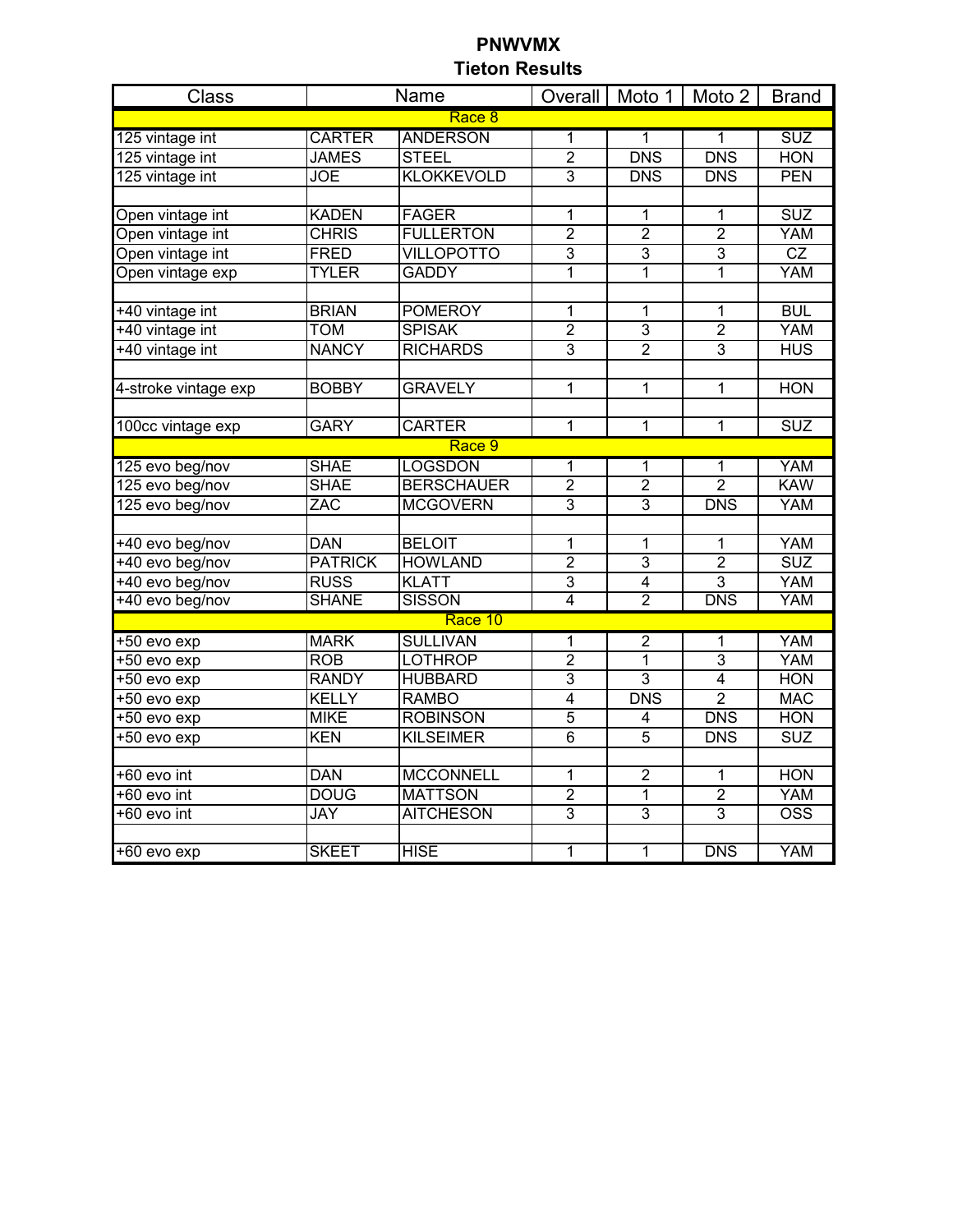# PNWVMX
## Tieton Results

| Class | Name | | Overall | Moto 1 | Moto 2 | Brand |
|---|---|---|---|---|---|---|
| | | Race 8 | | | | |
| 125 vintage int | CARTER | ANDERSON | 1 | 1 | 1 | SUZ |
| 125 vintage int | JAMES | STEEL | 2 | DNS | DNS | HON |
| 125 vintage int | JOE | KLOKKEVOLD | 3 | DNS | DNS | PEN |
| | | | | | | |
| Open vintage int | KADEN | FAGER | 1 | 1 | 1 | SUZ |
| Open vintage int | CHRIS | FULLERTON | 2 | 2 | 2 | YAM |
| Open vintage int | FRED | VILLOPOTTO | 3 | 3 | 3 | CZ |
| Open vintage exp | TYLER | GADDY | 1 | 1 | 1 | YAM |
| | | | | | | |
| +40 vintage int | BRIAN | POMEROY | 1 | 1 | 1 | BUL |
| +40 vintage int | TOM | SPISAK | 2 | 3 | 2 | YAM |
| +40 vintage int | NANCY | RICHARDS | 3 | 2 | 3 | HUS |
| | | | | | | |
| 4-stroke vintage exp | BOBBY | GRAVELY | 1 | 1 | 1 | HON |
| | | | | | | |
| 100cc vintage exp | GARY | CARTER | 1 | 1 | 1 | SUZ |
| | | Race 9 | | | | |
| 125 evo beg/nov | SHAE | LOGSDON | 1 | 1 | 1 | YAM |
| 125 evo beg/nov | SHAE | BERSCHAUER | 2 | 2 | 2 | KAW |
| 125 evo beg/nov | ZAC | MCGOVERN | 3 | 3 | DNS | YAM |
| | | | | | | |
| +40 evo beg/nov | DAN | BELOIT | 1 | 1 | 1 | YAM |
| +40 evo beg/nov | PATRICK | HOWLAND | 2 | 3 | 2 | SUZ |
| +40 evo beg/nov | RUSS | KLATT | 3 | 4 | 3 | YAM |
| +40 evo beg/nov | SHANE | SISSON | 4 | 2 | DNS | YAM |
| | | Race 10 | | | | |
| +50 evo exp | MARK | SULLIVAN | 1 | 2 | 1 | YAM |
| +50 evo exp | ROB | LOTHROP | 2 | 1 | 3 | YAM |
| +50 evo exp | RANDY | HUBBARD | 3 | 3 | 4 | HON |
| +50 evo exp | KELLY | RAMBO | 4 | DNS | 2 | MAC |
| +50 evo exp | MIKE | ROBINSON | 5 | 4 | DNS | HON |
| +50 evo exp | KEN | KILSEIMER | 6 | 5 | DNS | SUZ |
| | | | | | | |
| +60 evo int | DAN | MCCONNELL | 1 | 2 | 1 | HON |
| +60 evo int | DOUG | MATTSON | 2 | 1 | 2 | YAM |
| +60 evo int | JAY | AITCHESON | 3 | 3 | 3 | OSS |
| | | | | | | |
| +60 evo exp | SKEET | HISE | 1 | 1 | DNS | YAM |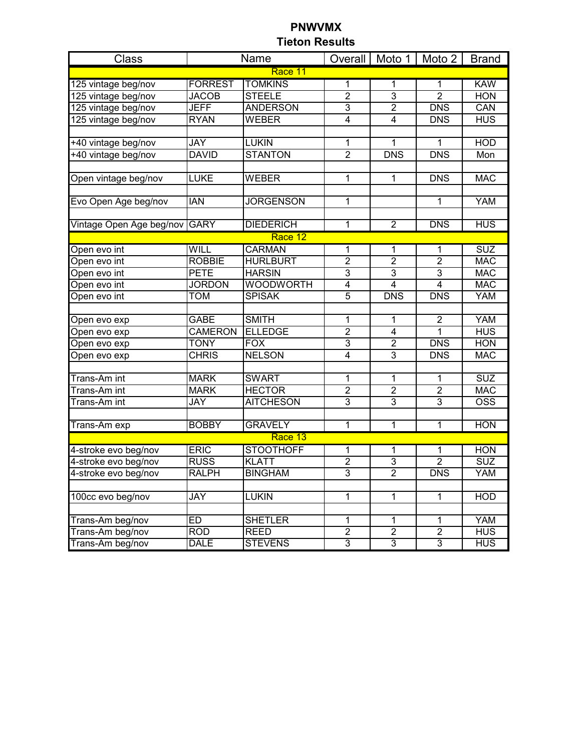# PNWVMX
## Tieton Results

| Class | Name | | Overall | Moto 1 | Moto 2 | Brand |
|---|---|---|---|---|---|---|
| Race 11 | | | | | | |
| 125 vintage beg/nov | FORREST | TOMKINS | 1 | 1 | 1 | KAW |
| 125 vintage beg/nov | JACOB | STEELE | 2 | 3 | 2 | HON |
| 125 vintage beg/nov | JEFF | ANDERSON | 3 | 2 | DNS | CAN |
| 125 vintage beg/nov | RYAN | WEBER | 4 | 4 | DNS | HUS |
| | | | | | | |
| +40 vintage beg/nov | JAY | LUKIN | 1 | 1 | 1 | HOD |
| +40 vintage beg/nov | DAVID | STANTON | 2 | DNS | DNS | Mon |
| | | | | | | |
| Open vintage beg/nov | LUKE | WEBER | 1 | 1 | DNS | MAC |
| | | | | | | |
| Evo Open Age beg/nov | IAN | JORGENSON | 1 | | 1 | YAM |
| | | | | | | |
| Vintage Open Age beg/nov | GARY | DIEDERICH | 1 | 2 | DNS | HUS |
| Race 12 | | | | | | |
| Open evo int | WILL | CARMAN | 1 | 1 | 1 | SUZ |
| Open evo int | ROBBIE | HURLBURT | 2 | 2 | 2 | MAC |
| Open evo int | PETE | HARSIN | 3 | 3 | 3 | MAC |
| Open evo int | JORDON | WOODWORTH | 4 | 4 | 4 | MAC |
| Open evo int | TOM | SPISAK | 5 | DNS | DNS | YAM |
| | | | | | | |
| Open evo exp | GABE | SMITH | 1 | 1 | 2 | YAM |
| Open evo exp | CAMERON | ELLEDGE | 2 | 4 | 1 | HUS |
| Open evo exp | TONY | FOX | 3 | 2 | DNS | HON |
| Open evo exp | CHRIS | NELSON | 4 | 3 | DNS | MAC |
| | | | | | | |
| Trans-Am int | MARK | SWART | 1 | 1 | 1 | SUZ |
| Trans-Am int | MARK | HECTOR | 2 | 2 | 2 | MAC |
| Trans-Am int | JAY | AITCHESON | 3 | 3 | 3 | OSS |
| | | | | | | |
| Trans-Am exp | BOBBY | GRAVELY | 1 | 1 | 1 | HON |
| Race 13 | | | | | | |
| 4-stroke evo beg/nov | ERIC | STOOTHOFF | 1 | 1 | 1 | HON |
| 4-stroke evo beg/nov | RUSS | KLATT | 2 | 3 | 2 | SUZ |
| 4-stroke evo beg/nov | RALPH | BINGHAM | 3 | 2 | DNS | YAM |
| | | | | | | |
| 100cc evo beg/nov | JAY | LUKIN | 1 | 1 | 1 | HOD |
| | | | | | | |
| Trans-Am beg/nov | ED | SHETLER | 1 | 1 | 1 | YAM |
| Trans-Am beg/nov | ROD | REED | 2 | 2 | 2 | HUS |
| Trans-Am beg/nov | DALE | STEVENS | 3 | 3 | 3 | HUS |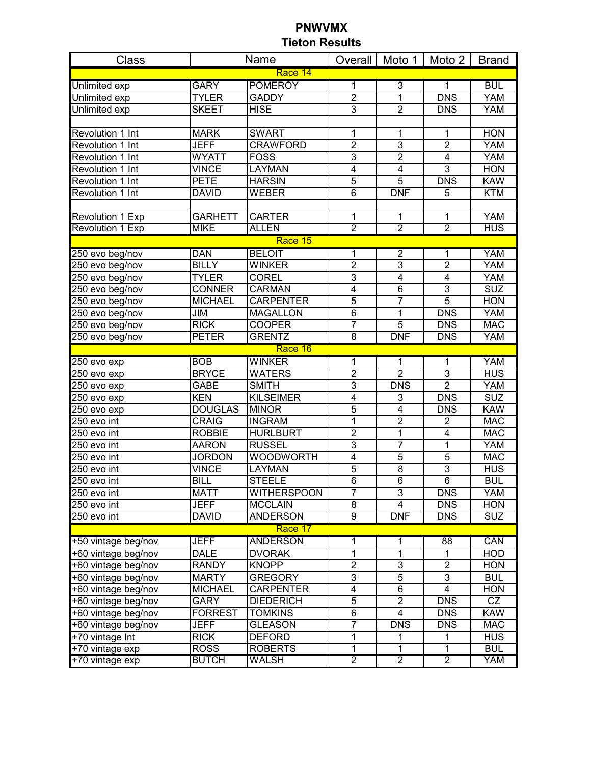# PNWVMX
## Tieton Results

| Class | Name | | Overall | Moto 1 | Moto 2 | Brand |
|---|---|---|---|---|---|---|
| Race 14 | | | | | | |
| Unlimited exp | GARY | POMEROY | 1 | 3 | 1 | BUL |
| Unlimited exp | TYLER | GADDY | 2 | 1 | DNS | YAM |
| Unlimited exp | SKEET | HISE | 3 | 2 | DNS | YAM |
| | | | | | | |
| Revolution 1 Int | MARK | SWART | 1 | 1 | 1 | HON |
| Revolution 1 Int | JEFF | CRAWFORD | 2 | 3 | 2 | YAM |
| Revolution 1 Int | WYATT | FOSS | 3 | 2 | 4 | YAM |
| Revolution 1 Int | VINCE | LAYMAN | 4 | 4 | 3 | HON |
| Revolution 1 Int | PETE | HARSIN | 5 | 5 | DNS | KAW |
| Revolution 1 Int | DAVID | WEBER | 6 | DNF | 5 | KTM |
| | | | | | | |
| Revolution 1 Exp | GARHETT | CARTER | 1 | 1 | 1 | YAM |
| Revolution 1 Exp | MIKE | ALLEN | 2 | 2 | 2 | HUS |
| Race 15 | | | | | | |
| 250 evo beg/nov | DAN | BELOIT | 1 | 2 | 1 | YAM |
| 250 evo beg/nov | BILLY | WINKER | 2 | 3 | 2 | YAM |
| 250 evo beg/nov | TYLER | COREL | 3 | 4 | 4 | YAM |
| 250 evo beg/nov | CONNER | CARMAN | 4 | 6 | 3 | SUZ |
| 250 evo beg/nov | MICHAEL | CARPENTER | 5 | 7 | 5 | HON |
| 250 evo beg/nov | JIM | MAGALLON | 6 | 1 | DNS | YAM |
| 250 evo beg/nov | RICK | COOPER | 7 | 5 | DNS | MAC |
| 250 evo beg/nov | PETER | GRENTZ | 8 | DNF | DNS | YAM |
| Race 16 | | | | | | |
| 250 evo exp | BOB | WINKER | 1 | 1 | 1 | YAM |
| 250 evo exp | BRYCE | WATERS | 2 | 2 | 3 | HUS |
| 250 evo exp | GABE | SMITH | 3 | DNS | 2 | YAM |
| 250 evo exp | KEN | KILSEIMER | 4 | 3 | DNS | SUZ |
| 250 evo exp | DOUGLAS | MINOR | 5 | 4 | DNS | KAW |
| 250 evo int | CRAIG | INGRAM | 1 | 2 | 2 | MAC |
| 250 evo int | ROBBIE | HURLBURT | 2 | 1 | 4 | MAC |
| 250 evo int | AARON | RUSSEL | 3 | 7 | 1 | YAM |
| 250 evo int | JORDON | WOODWORTH | 4 | 5 | 5 | MAC |
| 250 evo int | VINCE | LAYMAN | 5 | 8 | 3 | HUS |
| 250 evo int | BILL | STEELE | 6 | 6 | 6 | BUL |
| 250 evo int | MATT | WITHERSPOON | 7 | 3 | DNS | YAM |
| 250 evo int | JEFF | MCCLAIN | 8 | 4 | DNS | HON |
| 250 evo int | DAVID | ANDERSON | 9 | DNF | DNS | SUZ |
| Race 17 | | | | | | |
| +50 vintage beg/nov | JEFF | ANDERSON | 1 | 1 | 88 | CAN |
| +60 vintage beg/nov | DALE | DVORAK | 1 | 1 | 1 | HOD |
| +60 vintage beg/nov | RANDY | KNOPP | 2 | 3 | 2 | HON |
| +60 vintage beg/nov | MARTY | GREGORY | 3 | 5 | 3 | BUL |
| +60 vintage beg/nov | MICHAEL | CARPENTER | 4 | 6 | 4 | HON |
| +60 vintage beg/nov | GARY | DIEDERICH | 5 | 2 | DNS | CZ |
| +60 vintage beg/nov | FORREST | TOMKINS | 6 | 4 | DNS | KAW |
| +60 vintage beg/nov | JEFF | GLEASON | 7 | DNS | DNS | MAC |
| +70 vintage Int | RICK | DEFORD | 1 | 1 | 1 | HUS |
| +70 vintage exp | ROSS | ROBERTS | 1 | 1 | 1 | BUL |
| +70 vintage exp | BUTCH | WALSH | 2 | 2 | 2 | YAM |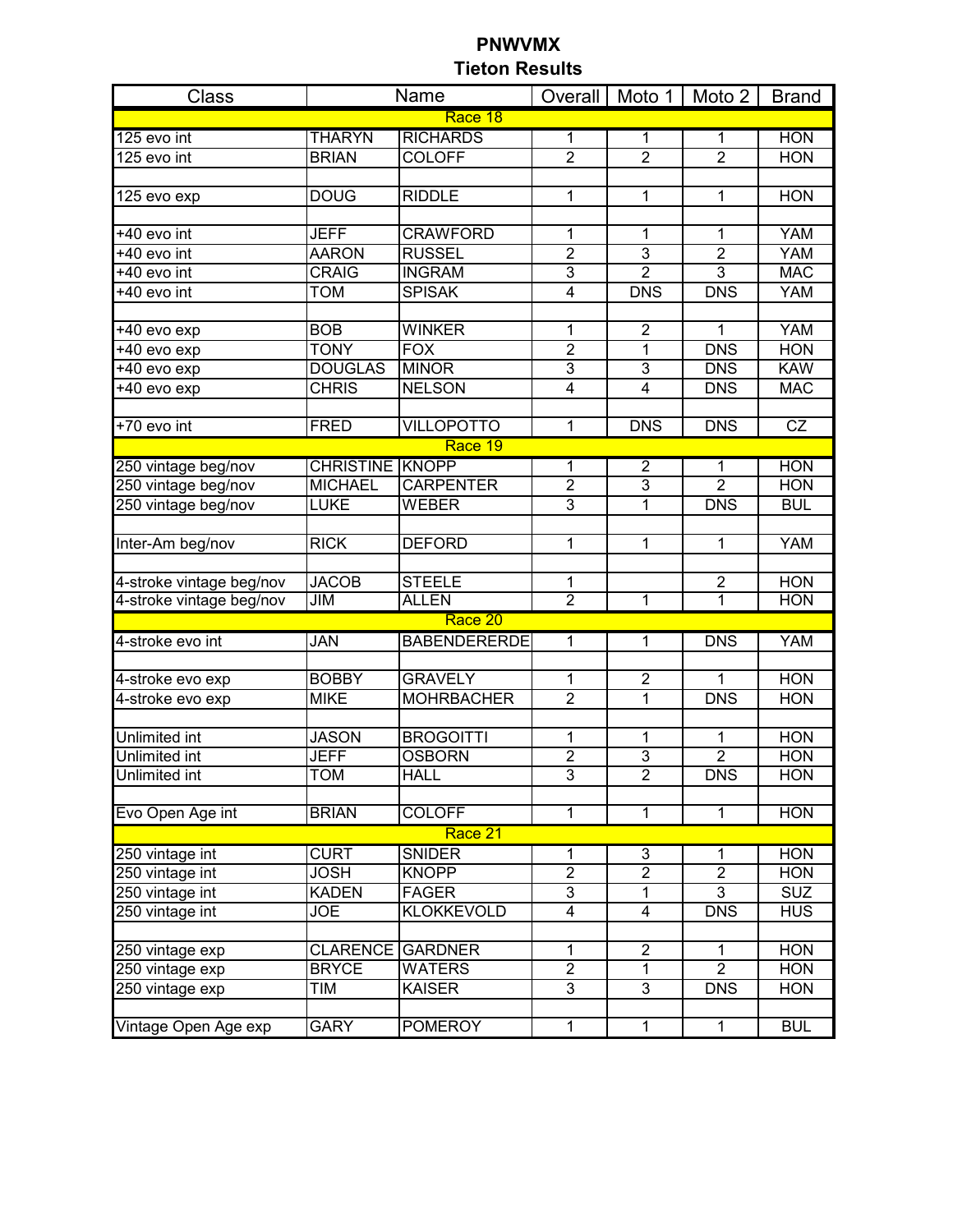# PNWVMX
## Tieton Results

| Class | Name | | Overall | Moto 1 | Moto 2 | Brand |
|---|---|---|---|---|---|---|
| Race 18 | | | | | | |
| 125 evo int | THARYN | RICHARDS | 1 | 1 | 1 | HON |
| 125 evo int | BRIAN | COLOFF | 2 | 2 | 2 | HON |
| | | | | | | |
| 125 evo exp | DOUG | RIDDLE | 1 | 1 | 1 | HON |
| | | | | | | |
| +40 evo int | JEFF | CRAWFORD | 1 | 1 | 1 | YAM |
| +40 evo int | AARON | RUSSEL | 2 | 3 | 2 | YAM |
| +40 evo int | CRAIG | INGRAM | 3 | 2 | 3 | MAC |
| +40 evo int | TOM | SPISAK | 4 | DNS | DNS | YAM |
| | | | | | | |
| +40 evo exp | BOB | WINKER | 1 | 2 | 1 | YAM |
| +40 evo exp | TONY | FOX | 2 | 1 | DNS | HON |
| +40 evo exp | DOUGLAS | MINOR | 3 | 3 | DNS | KAW |
| +40 evo exp | CHRIS | NELSON | 4 | 4 | DNS | MAC |
| | | | | | | |
| +70 evo int | FRED | VILLOPOTTO | 1 | DNS | DNS | CZ |
| Race 19 | | | | | | |
| 250 vintage beg/nov | CHRISTINE | KNOPP | 1 | 2 | 1 | HON |
| 250 vintage beg/nov | MICHAEL | CARPENTER | 2 | 3 | 2 | HON |
| 250 vintage beg/nov | LUKE | WEBER | 3 | 1 | DNS | BUL |
| | | | | | | |
| Inter-Am beg/nov | RICK | DEFORD | 1 | 1 | 1 | YAM |
| | | | | | | |
| 4-stroke vintage beg/nov | JACOB | STEELE | 1 | | 2 | HON |
| 4-stroke vintage beg/nov | JIM | ALLEN | 2 | 1 | 1 | HON |
| Race 20 | | | | | | |
| 4-stroke evo int | JAN | BABENDERERDE | 1 | 1 | DNS | YAM |
| | | | | | | |
| 4-stroke evo exp | BOBBY | GRAVELY | 1 | 2 | 1 | HON |
| 4-stroke evo exp | MIKE | MOHRBACHER | 2 | 1 | DNS | HON |
| | | | | | | |
| Unlimited int | JASON | BROGOITTI | 1 | 1 | 1 | HON |
| Unlimited int | JEFF | OSBORN | 2 | 3 | 2 | HON |
| Unlimited int | TOM | HALL | 3 | 2 | DNS | HON |
| | | | | | | |
| Evo Open Age int | BRIAN | COLOFF | 1 | 1 | 1 | HON |
| Race 21 | | | | | | |
| 250 vintage int | CURT | SNIDER | 1 | 3 | 1 | HON |
| 250 vintage int | JOSH | KNOPP | 2 | 2 | 2 | HON |
| 250 vintage int | KADEN | FAGER | 3 | 1 | 3 | SUZ |
| 250 vintage int | JOE | KLOKKEVOLD | 4 | 4 | DNS | HUS |
| | | | | | | |
| 250 vintage exp | CLARENCE | GARDNER | 1 | 2 | 1 | HON |
| 250 vintage exp | BRYCE | WATERS | 2 | 1 | 2 | HON |
| 250 vintage exp | TIM | KAISER | 3 | 3 | DNS | HON |
| | | | | | | |
| Vintage Open Age exp | GARY | POMEROY | 1 | 1 | 1 | BUL |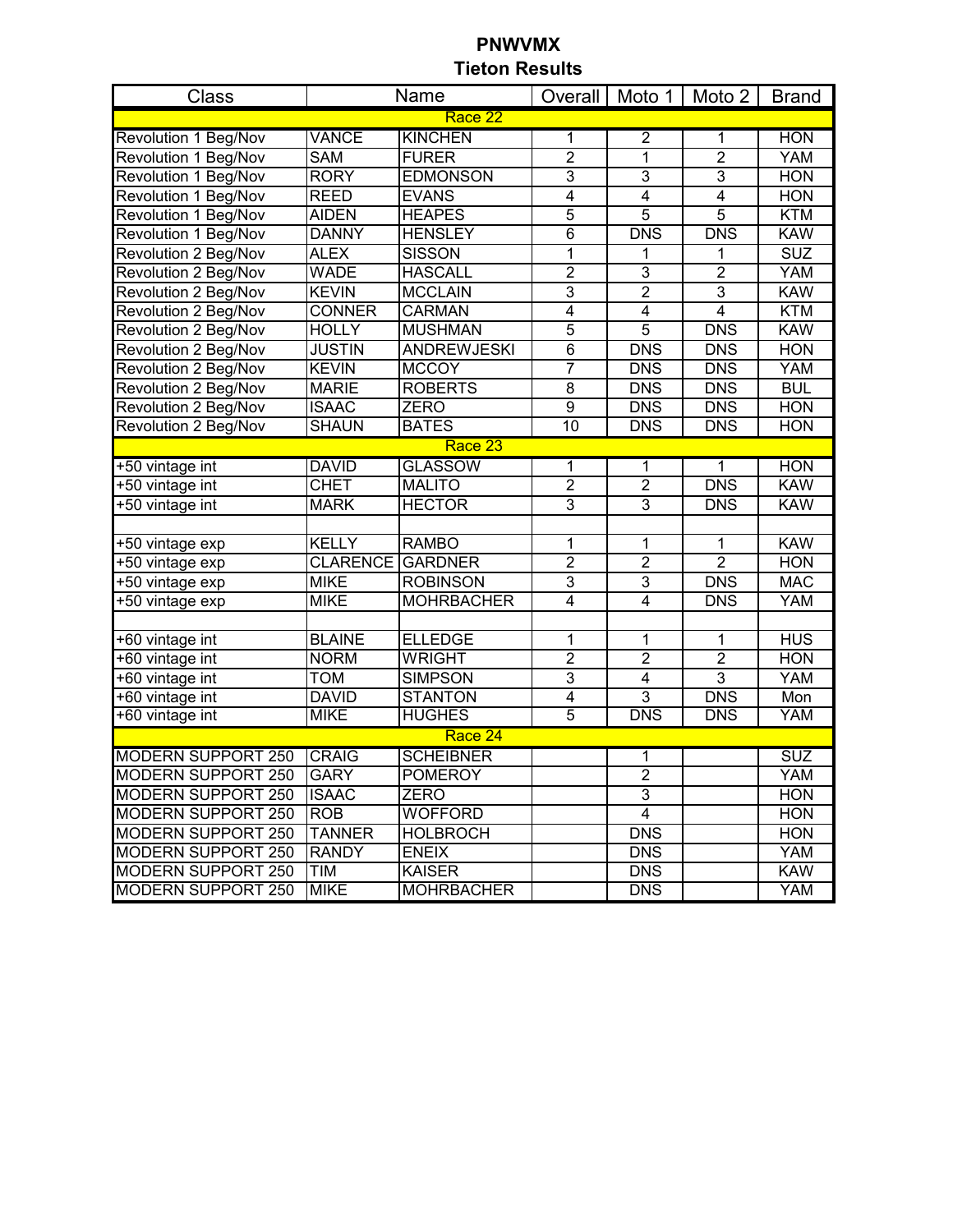## PNWVMX
## Tieton Results

| Class | Name | | Overall | Moto 1 | Moto 2 | Brand |
|---|---|---|---|---|---|---|
| Race 22 | | | | | | |
| Revolution 1 Beg/Nov | VANCE | KINCHEN | 1 | 2 | 1 | HON |
| Revolution 1 Beg/Nov | SAM | FURER | 2 | 1 | 2 | YAM |
| Revolution 1 Beg/Nov | RORY | EDMONSON | 3 | 3 | 3 | HON |
| Revolution 1 Beg/Nov | REED | EVANS | 4 | 4 | 4 | HON |
| Revolution 1 Beg/Nov | AIDEN | HEAPES | 5 | 5 | 5 | KTM |
| Revolution 1 Beg/Nov | DANNY | HENSLEY | 6 | DNS | DNS | KAW |
| Revolution 2 Beg/Nov | ALEX | SISSON | 1 | 1 | 1 | SUZ |
| Revolution 2 Beg/Nov | WADE | HASCALL | 2 | 3 | 2 | YAM |
| Revolution 2 Beg/Nov | KEVIN | MCCLAIN | 3 | 2 | 3 | KAW |
| Revolution 2 Beg/Nov | CONNER | CARMAN | 4 | 4 | 4 | KTM |
| Revolution 2 Beg/Nov | HOLLY | MUSHMAN | 5 | 5 | DNS | KAW |
| Revolution 2 Beg/Nov | JUSTIN | ANDREWJESKI | 6 | DNS | DNS | HON |
| Revolution 2 Beg/Nov | KEVIN | MCCOY | 7 | DNS | DNS | YAM |
| Revolution 2 Beg/Nov | MARIE | ROBERTS | 8 | DNS | DNS | BUL |
| Revolution 2 Beg/Nov | ISAAC | ZERO | 9 | DNS | DNS | HON |
| Revolution 2 Beg/Nov | SHAUN | BATES | 10 | DNS | DNS | HON |
| Race 23 | | | | | | |
| +50 vintage int | DAVID | GLASSOW | 1 | 1 | 1 | HON |
| +50 vintage int | CHET | MALITO | 2 | 2 | DNS | KAW |
| +50 vintage int | MARK | HECTOR | 3 | 3 | DNS | KAW |
| | | | | | | |
| +50 vintage exp | KELLY | RAMBO | 1 | 1 | 1 | KAW |
| +50 vintage exp | CLARENCE | GARDNER | 2 | 2 | 2 | HON |
| +50 vintage exp | MIKE | ROBINSON | 3 | 3 | DNS | MAC |
| +50 vintage exp | MIKE | MOHRBACHER | 4 | 4 | DNS | YAM |
| | | | | | | |
| +60 vintage int | BLAINE | ELLEDGE | 1 | 1 | 1 | HUS |
| +60 vintage int | NORM | WRIGHT | 2 | 2 | 2 | HON |
| +60 vintage int | TOM | SIMPSON | 3 | 4 | 3 | YAM |
| +60 vintage int | DAVID | STANTON | 4 | 3 | DNS | Mon |
| +60 vintage int | MIKE | HUGHES | 5 | DNS | DNS | YAM |
| Race 24 | | | | | | |
| MODERN SUPPORT 250 | CRAIG | SCHEIBNER | | 1 | | SUZ |
| MODERN SUPPORT 250 | GARY | POMEROY | | 2 | | YAM |
| MODERN SUPPORT 250 | ISAAC | ZERO | | 3 | | HON |
| MODERN SUPPORT 250 | ROB | WOFFORD | | 4 | | HON |
| MODERN SUPPORT 250 | TANNER | HOLBROCH | | DNS | | HON |
| MODERN SUPPORT 250 | RANDY | ENEIX | | DNS | | YAM |
| MODERN SUPPORT 250 | TIM | KAISER | | DNS | | KAW |
| MODERN SUPPORT 250 | MIKE | MOHRBACHER | | DNS | | YAM |